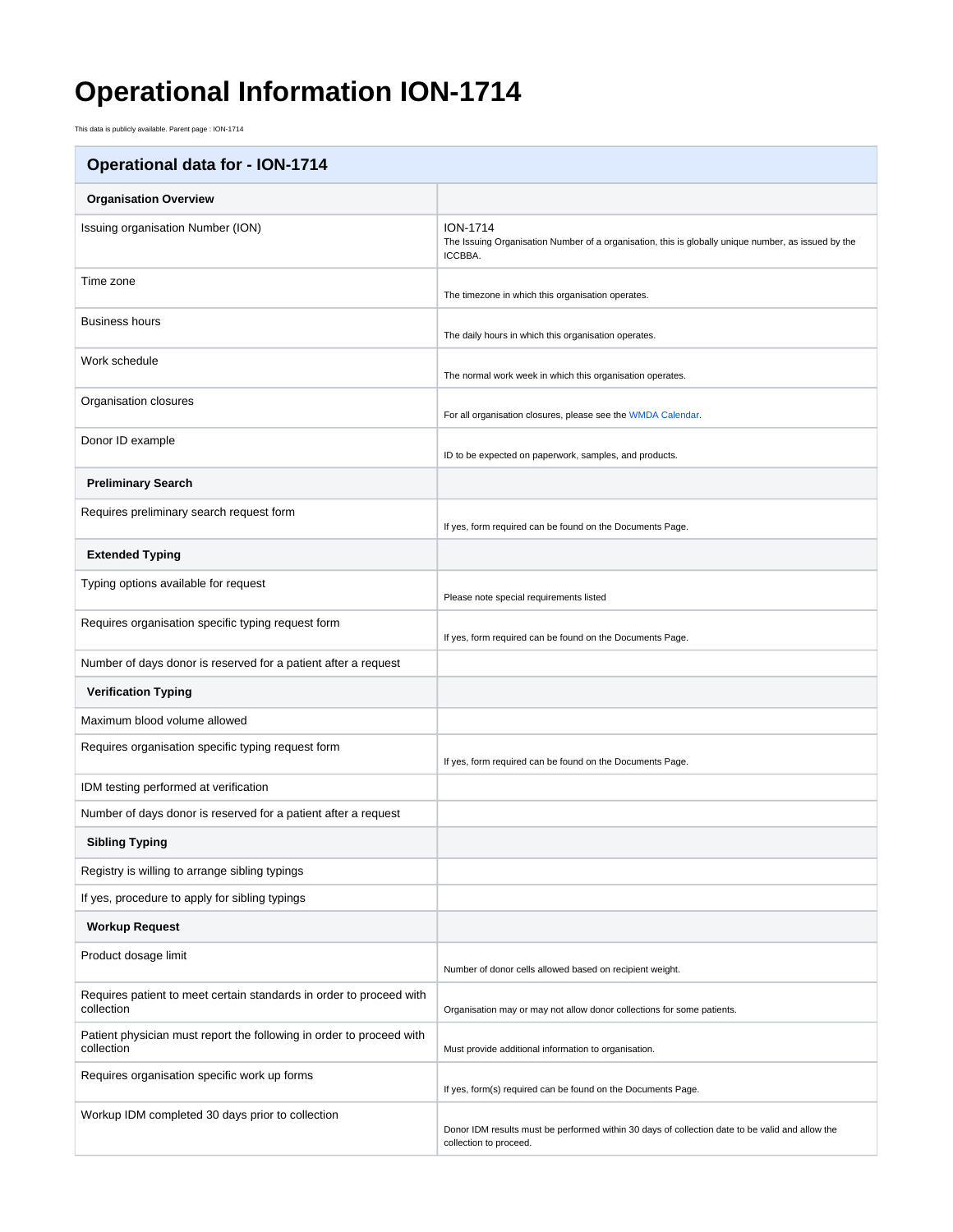# Operational Information ION-1714

This data is publicly available. Parent page : ION-1714

| Operational data for - ION-1714 | |
|---|---|
| **Organisation Overview** | |
| Issuing organisation Number (ION) | ION-1714<br>The Issuing Organisation Number of a organisation, this is globally unique number, as issued by the ICCBBA. |
| Time zone | The timezone in which this organisation operates. |
| Business hours | The daily hours in which this organisation operates. |
| Work schedule | The normal work week in which this organisation operates. |
| Organisation closures | For all organisation closures, please see the WMDA Calendar. |
| Donor ID example | ID to be expected on paperwork, samples, and products. |
| **Preliminary Search** | |
| Requires preliminary search request form | If yes, form required can be found on the Documents Page. |
| **Extended Typing** | |
| Typing options available for request | Please note special requirements listed |
| Requires organisation specific typing request form | If yes, form required can be found on the Documents Page. |
| Number of days donor is reserved for a patient after a request | |
| **Verification Typing** | |
| Maximum blood volume allowed | |
| Requires organisation specific typing request form | If yes, form required can be found on the Documents Page. |
| IDM testing performed at verification | |
| Number of days donor is reserved for a patient after a request | |
| **Sibling Typing** | |
| Registry is willing to arrange sibling typings | |
| If yes, procedure to apply for sibling typings | |
| **Workup Request** | |
| Product dosage limit | Number of donor cells allowed based on recipient weight. |
| Requires patient to meet certain standards in order to proceed with collection | Organisation may or may not allow donor collections for some patients. |
| Patient physician must report the following in order to proceed with collection | Must provide additional information to organisation. |
| Requires organisation specific work up forms | If yes, form(s) required can be found on the Documents Page. |
| Workup IDM completed 30 days prior to collection | Donor IDM results must be performed within 30 days of collection date to be valid and allow the collection to proceed. |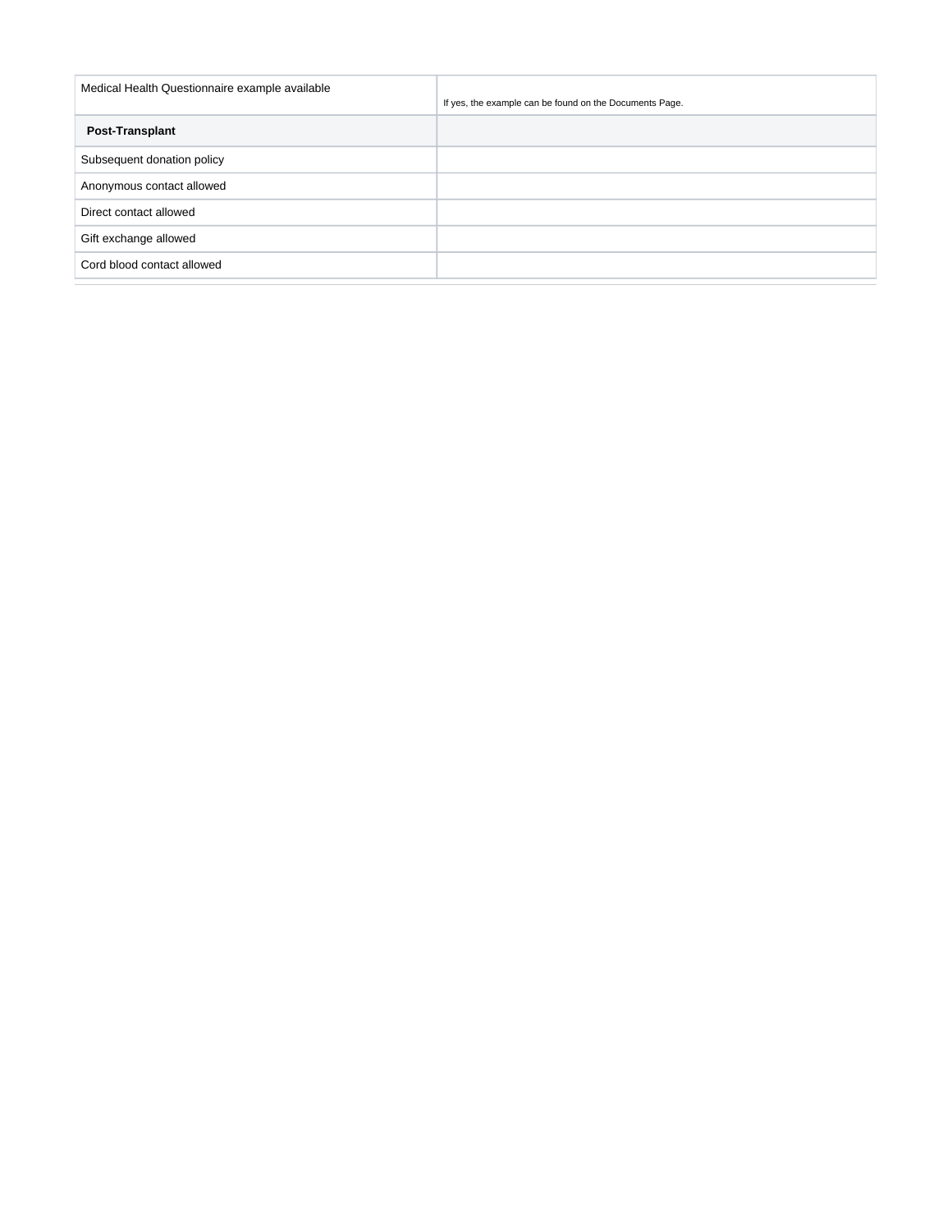| | |
|---|---|
| Medical Health Questionnaire example available | If yes, the example can be found on the Documents Page. |
| **Post-Transplant** | |
| Subsequent donation policy | |
| Anonymous contact allowed | |
| Direct contact allowed | |
| Gift exchange allowed | |
| Cord blood contact allowed | |